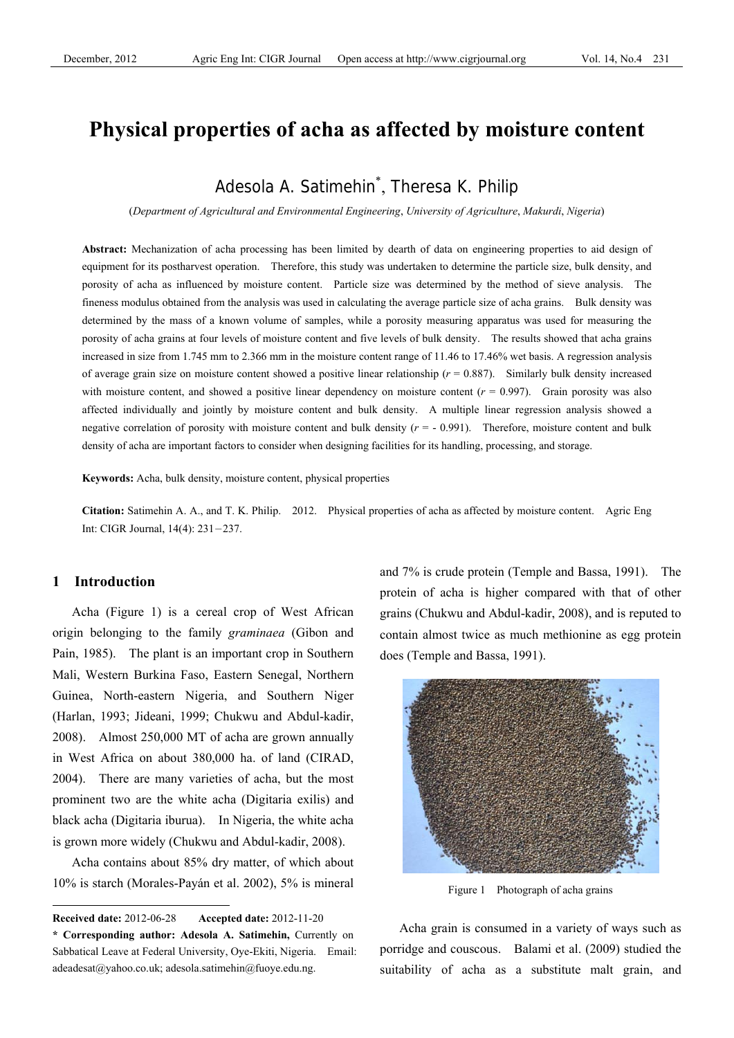# Physical properties of acha as affected by moisture content

Adesola A. Satimehin*, Theresa K. Philip

(*Department of Agricultural and Environmental Engineering*, *University of Agriculture*, *Makurdi*, *Nigeria*)

**Abstract:** Mechanization of acha processing has been limited by dearth of data on engineering properties to aid design of equipment for its postharvest operation. Therefore, this study was undertaken to determine the particle size, bulk density, and porosity of acha as influenced by moisture content. Particle size was determined by the method of sieve analysis. The fineness modulus obtained from the analysis was used in calculating the average particle size of acha grains. Bulk density was determined by the mass of a known volume of samples, while a porosity measuring apparatus was used for measuring the porosity of acha grains at four levels of moisture content and five levels of bulk density. The results showed that acha grains increased in size from 1.745 mm to 2.366 mm in the moisture content range of 11.46 to 17.46% wet basis. A regression analysis of average grain size on moisture content showed a positive linear relationship ($r$ = 0.887). Similarly bulk density increased with moisture content, and showed a positive linear dependency on moisture content ($r$ = 0.997). Grain porosity was also affected individually and jointly by moisture content and bulk density. A multiple linear regression analysis showed a negative correlation of porosity with moisture content and bulk density ($r$ = - 0.991). Therefore, moisture content and bulk density of acha are important factors to consider when designing facilities for its handling, processing, and storage.

**Keywords:** Acha, bulk density, moisture content, physical properties

**Citation:** Satimehin A. A., and T. K. Philip. 2012. Physical properties of acha as affected by moisture content. Agric Eng Int: CIGR Journal, 14(4): 231−237.

## 1 Introduction

Acha (Figure 1) is a cereal crop of West African origin belonging to the family *graminaea* (Gibon and Pain, 1985). The plant is an important crop in Southern Mali, Western Burkina Faso, Eastern Senegal, Northern Guinea, North-eastern Nigeria, and Southern Niger (Harlan, 1993; Jideani, 1999; Chukwu and Abdul-kadir, 2008). Almost 250,000 MT of acha are grown annually in West Africa on about 380,000 ha. of land (CIRAD, 2004). There are many varieties of acha, but the most prominent two are the white acha (Digitaria exilis) and black acha (Digitaria iburua). In Nigeria, the white acha is grown more widely (Chukwu and Abdul-kadir, 2008).

Acha contains about 85% dry matter, of which about 10% is starch (Morales-Payán et al. 2002), 5% is mineral and 7% is crude protein (Temple and Bassa, 1991). The protein of acha is higher compared with that of other grains (Chukwu and Abdul-kadir, 2008), and is reputed to contain almost twice as much methionine as egg protein does (Temple and Bassa, 1991).

Figure 1 Photograph of acha grains

Acha grain is consumed in a variety of ways such as porridge and couscous. Balami et al. (2009) studied the suitability of acha as a substitute malt grain, and

---

**Received date:** 2012-06-28 **Accepted date:** 2012-11-20

**\* Corresponding author: Adesola A. Satimehin,** Currently on Sabbatical Leave at Federal University, Oye-Ekiti, Nigeria. Email: adeadesat@yahoo.co.uk; adesola.satimehin@fuoye.edu.ng.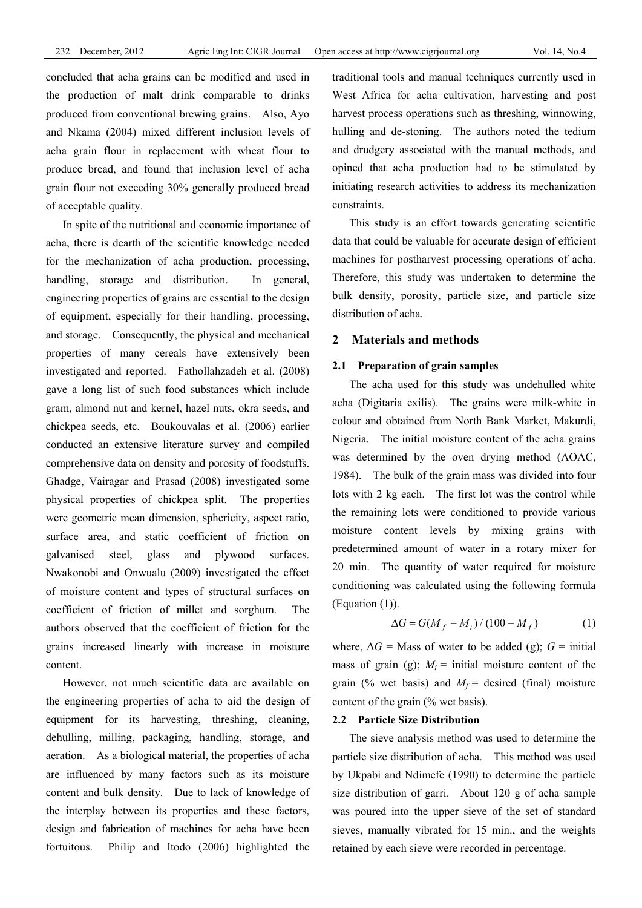concluded that acha grains can be modified and used in the production of malt drink comparable to drinks produced from conventional brewing grains. Also, Ayo and Nkama (2004) mixed different inclusion levels of acha grain flour in replacement with wheat flour to produce bread, and found that inclusion level of acha grain flour not exceeding 30% generally produced bread of acceptable quality.

In spite of the nutritional and economic importance of acha, there is dearth of the scientific knowledge needed for the mechanization of acha production, processing, handling, storage and distribution. In general, engineering properties of grains are essential to the design of equipment, especially for their handling, processing, and storage. Consequently, the physical and mechanical properties of many cereals have extensively been investigated and reported. Fathollahzadeh et al. (2008) gave a long list of such food substances which include gram, almond nut and kernel, hazel nuts, okra seeds, and chickpea seeds, etc. Boukouvalas et al. (2006) earlier conducted an extensive literature survey and compiled comprehensive data on density and porosity of foodstuffs. Ghadge, Vairagar and Prasad (2008) investigated some physical properties of chickpea split. The properties were geometric mean dimension, sphericity, aspect ratio, surface area, and static coefficient of friction on galvanised steel, glass and plywood surfaces. Nwakonobi and Onwualu (2009) investigated the effect of moisture content and types of structural surfaces on coefficient of friction of millet and sorghum. The authors observed that the coefficient of friction for the grains increased linearly with increase in moisture content.

However, not much scientific data are available on the engineering properties of acha to aid the design of equipment for its harvesting, threshing, cleaning, dehulling, milling, packaging, handling, storage, and aeration. As a biological material, the properties of acha are influenced by many factors such as its moisture content and bulk density. Due to lack of knowledge of the interplay between its properties and these factors, design and fabrication of machines for acha have been fortuitous. Philip and Itodo (2006) highlighted the traditional tools and manual techniques currently used in West Africa for acha cultivation, harvesting and post harvest process operations such as threshing, winnowing, hulling and de-stoning. The authors noted the tedium and drudgery associated with the manual methods, and opined that acha production had to be stimulated by initiating research activities to address its mechanization constraints.

This study is an effort towards generating scientific data that could be valuable for accurate design of efficient machines for postharvest processing operations of acha. Therefore, this study was undertaken to determine the bulk density, porosity, particle size, and particle size distribution of acha.

## 2 Materials and methods

### 2.1 Preparation of grain samples

The acha used for this study was undehulled white acha (Digitaria exilis). The grains were milk-white in colour and obtained from North Bank Market, Makurdi, Nigeria. The initial moisture content of the acha grains was determined by the oven drying method (AOAC, 1984). The bulk of the grain mass was divided into four lots with 2 kg each. The first lot was the control while the remaining lots were conditioned to provide various moisture content levels by mixing grains with predetermined amount of water in a rotary mixer for 20 min. The quantity of water required for moisture conditioning was calculated using the following formula (Equation (1)).

$$\Delta G = G(M_f - M_i) / (100 - M_f) \tag{1}$$

where, $\Delta G$ = Mass of water to be added (g); $G$ = initial mass of grain (g); $M_i$ = initial moisture content of the grain (% wet basis) and $M_f$ = desired (final) moisture content of the grain (% wet basis).

### 2.2 Particle Size Distribution

The sieve analysis method was used to determine the particle size distribution of acha. This method was used by Ukpabi and Ndimefe (1990) to determine the particle size distribution of garri. About 120 g of acha sample was poured into the upper sieve of the set of standard sieves, manually vibrated for 15 min., and the weights retained by each sieve were recorded in percentage.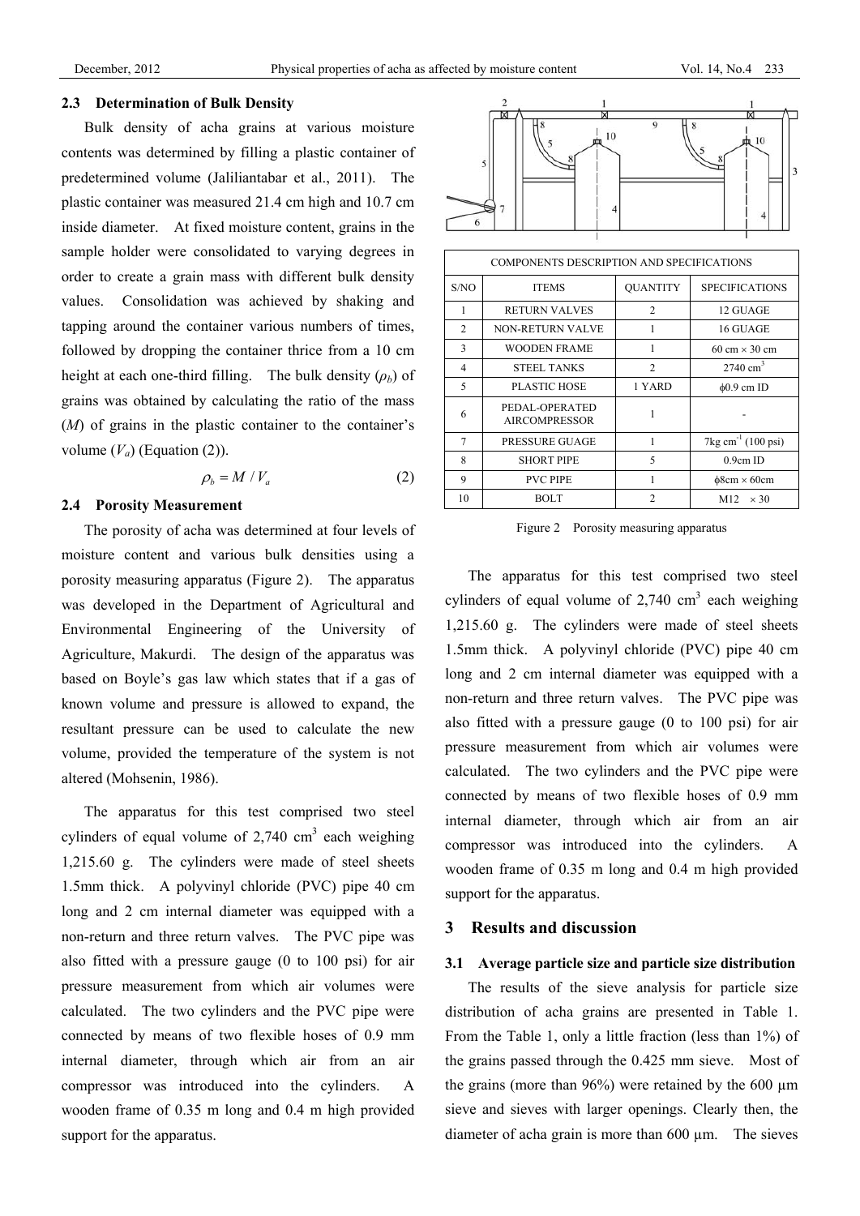### 2.3 Determination of Bulk Density

Bulk density of acha grains at various moisture contents was determined by filling a plastic container of predetermined volume (Jaliliantabar et al., 2011). The plastic container was measured 21.4 cm high and 10.7 cm inside diameter. At fixed moisture content, grains in the sample holder were consolidated to varying degrees in order to create a grain mass with different bulk density values. Consolidation was achieved by shaking and tapping around the container various numbers of times, followed by dropping the container thrice from a 10 cm height at each one-third filling. The bulk density ($\rho_b$) of grains was obtained by calculating the ratio of the mass ($M$) of grains in the plastic container to the container's volume ($V_a$) (Equation (2)).

$$\rho_b = M / V_a \tag{2}$$

### 2.4 Porosity Measurement

The porosity of acha was determined at four levels of moisture content and various bulk densities using a porosity measuring apparatus (Figure 2). The apparatus was developed in the Department of Agricultural and Environmental Engineering of the University of Agriculture, Makurdi. The design of the apparatus was based on Boyle's gas law which states that if a gas of known volume and pressure is allowed to expand, the resultant pressure can be used to calculate the new volume, provided the temperature of the system is not altered (Mohsenin, 1986).

The apparatus for this test comprised two steel cylinders of equal volume of 2,740 cm$^3$ each weighing 1,215.60 g. The cylinders were made of steel sheets 1.5mm thick. A polyvinyl chloride (PVC) pipe 40 cm long and 2 cm internal diameter was equipped with a non-return and three return valves. The PVC pipe was also fitted with a pressure gauge (0 to 100 psi) for air pressure measurement from which air volumes were calculated. The two cylinders and the PVC pipe were connected by means of two flexible hoses of 0.9 mm internal diameter, through which air from an air compressor was introduced into the cylinders. A wooden frame of 0.35 m long and 0.4 m high provided support for the apparatus.

| COMPONENTS DESCRIPTION AND SPECIFICATIONS | | | |
|---|---|---|---|
| S/NO | ITEMS | QUANTITY | SPECIFICATIONS |
| 1 | RETURN VALVES | 2 | 12 GUAGE |
| 2 | NON-RETURN VALVE | 1 | 16 GUAGE |
| 3 | WOODEN FRAME | 1 | 60 cm × 30 cm |
| 4 | STEEL TANKS | 2 | 2740 cm$^3$ |
| 5 | PLASTIC HOSE | 1 YARD | ϕ0.9 cm ID |
| 6 | PEDAL-OPERATED AIRCOMPRESSOR | 1 | - |
| 7 | PRESSURE GUAGE | 1 | 7kg cm$^{-1}$ (100 psi) |
| 8 | SHORT PIPE | 5 | 0.9cm ID |
| 9 | PVC PIPE | 1 | ϕ8cm × 60cm |
| 10 | BOLT | 2 | M12 × 30 |

Figure 2 Porosity measuring apparatus

The apparatus for this test comprised two steel cylinders of equal volume of 2,740 cm$^3$ each weighing 1,215.60 g. The cylinders were made of steel sheets 1.5mm thick. A polyvinyl chloride (PVC) pipe 40 cm long and 2 cm internal diameter was equipped with a non-return and three return valves. The PVC pipe was also fitted with a pressure gauge (0 to 100 psi) for air pressure measurement from which air volumes were calculated. The two cylinders and the PVC pipe were connected by means of two flexible hoses of 0.9 mm internal diameter, through which air from an air compressor was introduced into the cylinders. A wooden frame of 0.35 m long and 0.4 m high provided support for the apparatus.

## 3 Results and discussion

### 3.1 Average particle size and particle size distribution

The results of the sieve analysis for particle size distribution of acha grains are presented in Table 1. From the Table 1, only a little fraction (less than 1%) of the grains passed through the 0.425 mm sieve. Most of the grains (more than 96%) were retained by the 600 µm sieve and sieves with larger openings. Clearly then, the diameter of acha grain is more than 600 µm. The sieves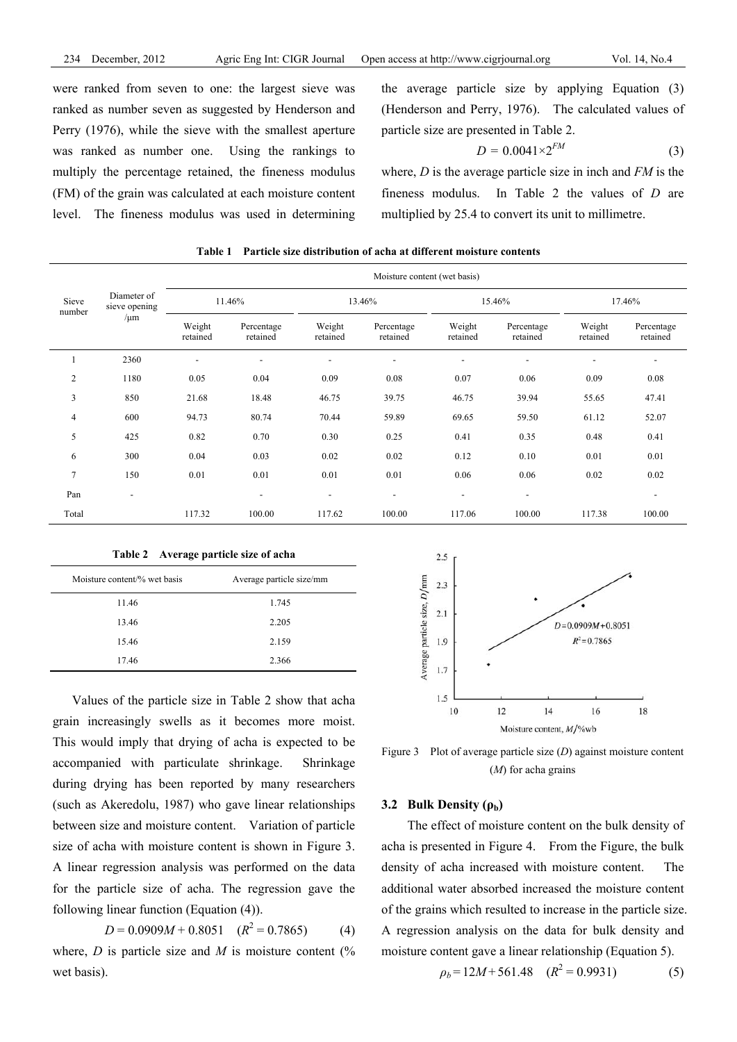were ranked from seven to one: the largest sieve was ranked as number seven as suggested by Henderson and Perry (1976), while the sieve with the smallest aperture was ranked as number one. Using the rankings to multiply the percentage retained, the fineness modulus (FM) of the grain was calculated at each moisture content level. The fineness modulus was used in determining the average particle size by applying Equation (3) (Henderson and Perry, 1976). The calculated values of particle size are presented in Table 2.

$$D = 0.0041 \times 2^{FM} \tag{3}$$

where, $D$ is the average particle size in inch and $FM$ is the fineness modulus. In Table 2 the values of $D$ are multiplied by 25.4 to convert its unit to millimetre.

**Table 1 Particle size distribution of acha at different moisture contents**

| Sieve number | Diameter of sieve opening /μm | Moisture content (wet basis) | | | | | | | |
|---|---|---|---|---|---|---|---|---|---|
| | | 11.46% | | 13.46% | | 15.46% | | 17.46% | |
| | | Weight retained | Percentage retained | Weight retained | Percentage retained | Weight retained | Percentage retained | Weight retained | Percentage retained |
| 1 | 2360 | - | - | - | - | - | - | - | - |
| 2 | 1180 | 0.05 | 0.04 | 0.09 | 0.08 | 0.07 | 0.06 | 0.09 | 0.08 |
| 3 | 850 | 21.68 | 18.48 | 46.75 | 39.75 | 46.75 | 39.94 | 55.65 | 47.41 |
| 4 | 600 | 94.73 | 80.74 | 70.44 | 59.89 | 69.65 | 59.50 | 61.12 | 52.07 |
| 5 | 425 | 0.82 | 0.70 | 0.30 | 0.25 | 0.41 | 0.35 | 0.48 | 0.41 |
| 6 | 300 | 0.04 | 0.03 | 0.02 | 0.02 | 0.12 | 0.10 | 0.01 | 0.01 |
| 7 | 150 | 0.01 | 0.01 | 0.01 | 0.01 | 0.06 | 0.06 | 0.02 | 0.02 |
| Pan | - | | - | - | - | - | - | | - |
| Total | | 117.32 | 100.00 | 117.62 | 100.00 | 117.06 | 100.00 | 117.38 | 100.00 |

**Table 2 Average particle size of acha**

| Moisture content/% wet basis | Average particle size/mm |
|---|---|
| 11.46 | 1.745 |
| 13.46 | 2.205 |
| 15.46 | 2.159 |
| 17.46 | 2.366 |

Values of the particle size in Table 2 show that acha grain increasingly swells as it becomes more moist. This would imply that drying of acha is expected to be accompanied with particulate shrinkage. Shrinkage during drying has been reported by many researchers (such as Akeredolu, 1987) who gave linear relationships between size and moisture content. Variation of particle size of acha with moisture content is shown in Figure 3. A linear regression analysis was performed on the data for the particle size of acha. The regression gave the following linear function (Equation (4)).

$$D = 0.0909M + 0.8051 \quad (R^2 = 0.7865) \tag{4}$$

where, $D$ is particle size and $M$ is moisture content (% wet basis).

Figure 3 Plot of average particle size ($D$) against moisture content ($M$) for acha grains

### 3.2 Bulk Density ($\rho_b$)

The effect of moisture content on the bulk density of acha is presented in Figure 4. From the Figure, the bulk density of acha increased with moisture content. The additional water absorbed increased the moisture content of the grains which resulted to increase in the particle size. A regression analysis on the data for bulk density and moisture content gave a linear relationship (Equation 5).

$$\rho_b = 12M + 561.48 \quad (R^2 = 0.9931) \tag{5}$$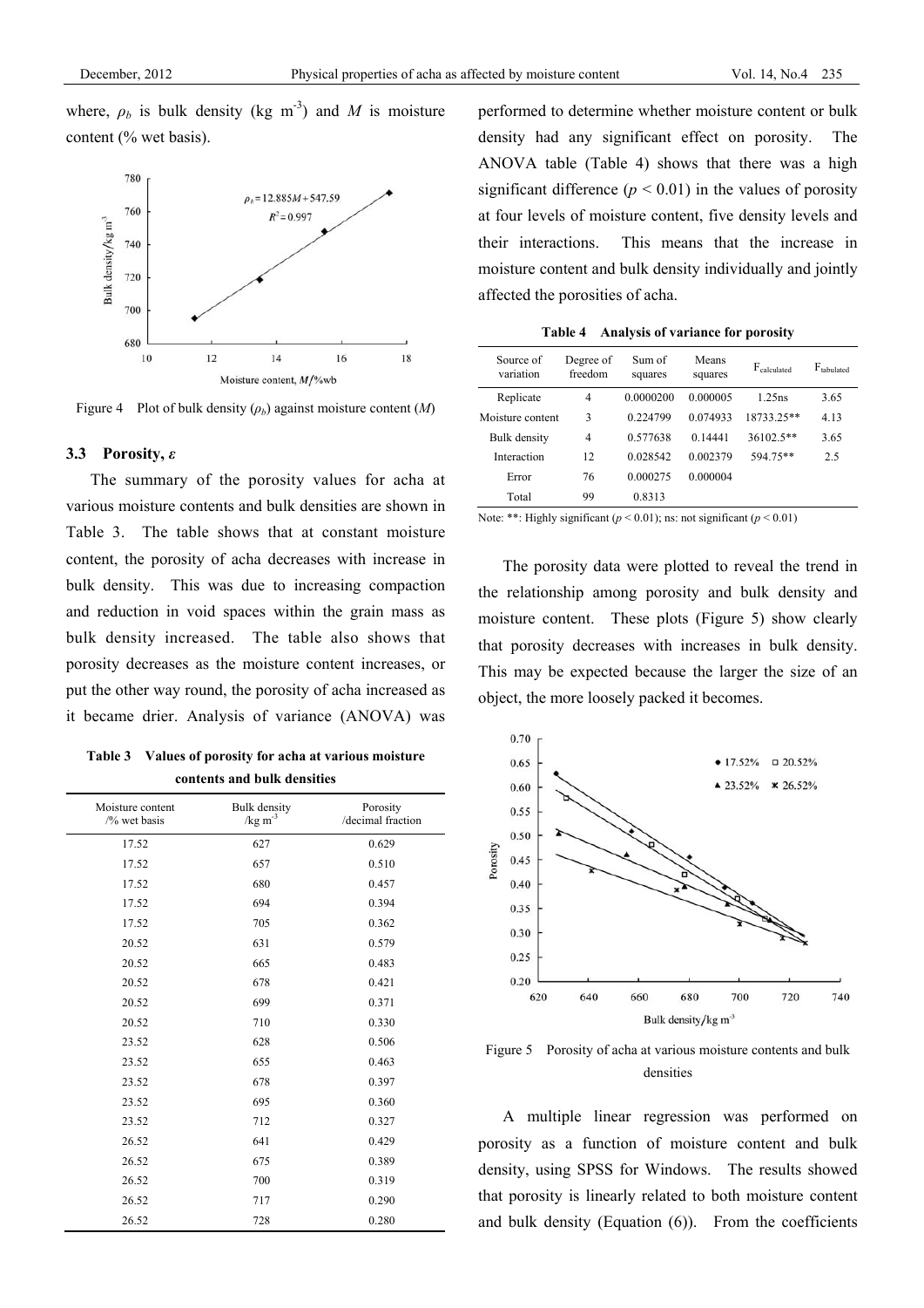where, $\rho_b$ is bulk density (kg $m^{-3}$) and $M$ is moisture content (% wet basis).

Figure 4 Plot of bulk density ($\rho_b$) against moisture content ($M$)

### 3.3 Porosity, $\varepsilon$

The summary of the porosity values for acha at various moisture contents and bulk densities are shown in Table 3. The table shows that at constant moisture content, the porosity of acha decreases with increase in bulk density. This was due to increasing compaction and reduction in void spaces within the grain mass as bulk density increased. The table also shows that porosity decreases as the moisture content increases, or put the other way round, the porosity of acha increased as it became drier. Analysis of variance (ANOVA) was performed to determine whether moisture content or bulk density had any significant effect on porosity. The ANOVA table (Table 4) shows that there was a high significant difference ($p < 0.01$) in the values of porosity at four levels of moisture content, five density levels and their interactions. This means that the increase in moisture content and bulk density individually and jointly affected the porosities of acha.

**Table 3 Values of porosity for acha at various moisture contents and bulk densities**

| Moisture content /% wet basis | Bulk density /kg $m^{-3}$ | Porosity /decimal fraction |
|---|---|---|
| 17.52 | 627 | 0.629 |
| 17.52 | 657 | 0.510 |
| 17.52 | 680 | 0.457 |
| 17.52 | 694 | 0.394 |
| 17.52 | 705 | 0.362 |
| 20.52 | 631 | 0.579 |
| 20.52 | 665 | 0.483 |
| 20.52 | 678 | 0.421 |
| 20.52 | 699 | 0.371 |
| 20.52 | 710 | 0.330 |
| 23.52 | 628 | 0.506 |
| 23.52 | 655 | 0.463 |
| 23.52 | 678 | 0.397 |
| 23.52 | 695 | 0.360 |
| 23.52 | 712 | 0.327 |
| 26.52 | 641 | 0.429 |
| 26.52 | 675 | 0.389 |
| 26.52 | 700 | 0.319 |
| 26.52 | 717 | 0.290 |
| 26.52 | 728 | 0.280 |

**Table 4 Analysis of variance for porosity**

| Source of variation | Degree of freedom | Sum of squares | Means squares | $F_{calculated}$ | $F_{tabulated}$ |
|---|---|---|---|---|---|
| Replicate | 4 | 0.0000200 | 0.000005 | 1.25ns | 3.65 |
| Moisture content | 3 | 0.224799 | 0.074933 | 18733.25** | 4.13 |
| Bulk density | 4 | 0.577638 | 0.14441 | 36102.5** | 3.65 |
| Interaction | 12 | 0.028542 | 0.002379 | 594.75** | 2.5 |
| Error | 76 | 0.000275 | 0.000004 | | |
| Total | 99 | 0.8313 | | | |

Note: **: Highly significant ($p < 0.01$); ns: not significant ($p < 0.01$)

The porosity data were plotted to reveal the trend in the relationship among porosity and bulk density and moisture content. These plots (Figure 5) show clearly that porosity decreases with increases in bulk density. This may be expected because the larger the size of an object, the more loosely packed it becomes.

Figure 5 Porosity of acha at various moisture contents and bulk densities

A multiple linear regression was performed on porosity as a function of moisture content and bulk density, using SPSS for Windows. The results showed that porosity is linearly related to both moisture content and bulk density (Equation (6)). From the coefficients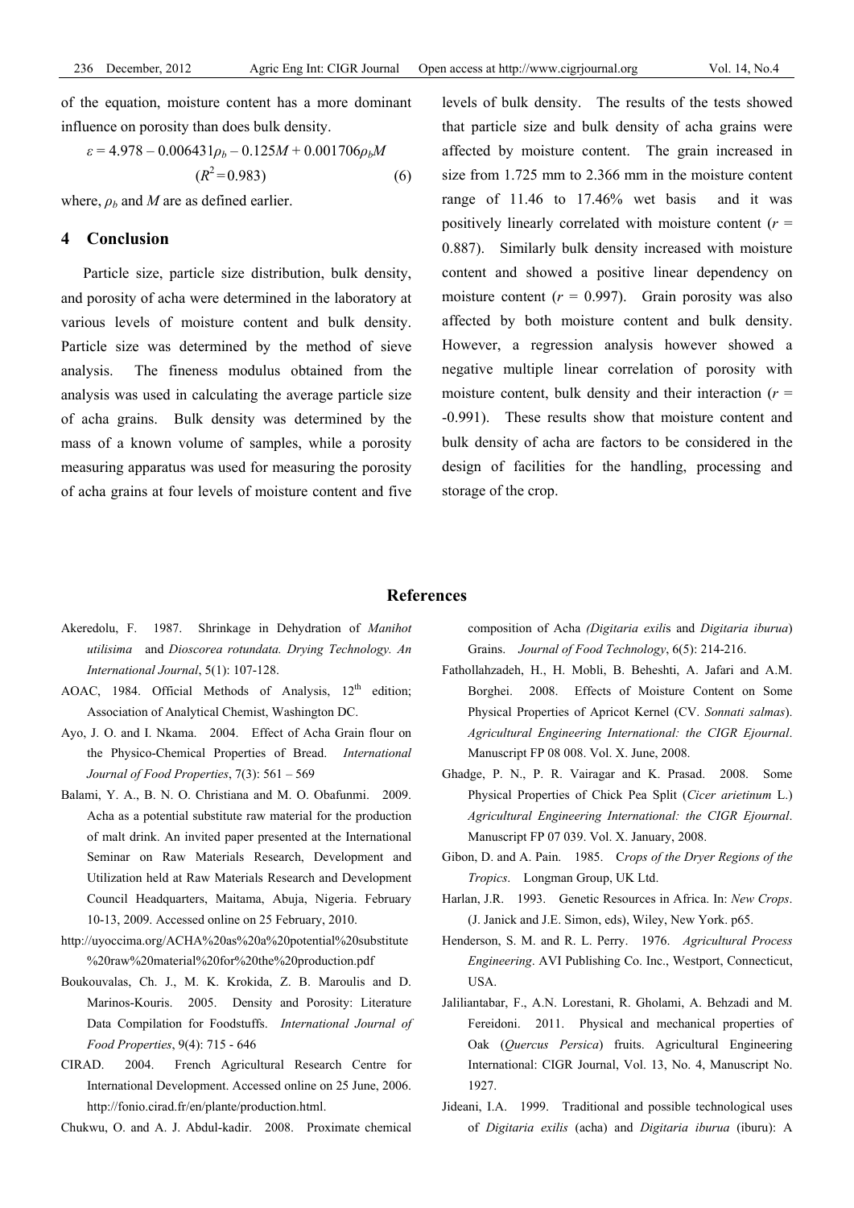of the equation, moisture content has a more dominant influence on porosity than does bulk density.

$$\varepsilon = 4.978 - 0.006431\rho_b - 0.125M + 0.001706\rho_b M \quad (R^2 = 0.983) \tag{6}$$

where, $\rho_b$ and $M$ are as defined earlier.

## 4 Conclusion

Particle size, particle size distribution, bulk density, and porosity of acha were determined in the laboratory at various levels of moisture content and bulk density. Particle size was determined by the method of sieve analysis. The fineness modulus obtained from the analysis was used in calculating the average particle size of acha grains. Bulk density was determined by the mass of a known volume of samples, while a porosity measuring apparatus was used for measuring the porosity of acha grains at four levels of moisture content and five levels of bulk density. The results of the tests showed that particle size and bulk density of acha grains were affected by moisture content. The grain increased in size from 1.725 mm to 2.366 mm in the moisture content range of 11.46 to 17.46% wet basis and it was positively linearly correlated with moisture content ($r$ = 0.887). Similarly bulk density increased with moisture content and showed a positive linear dependency on moisture content ($r$ = 0.997). Grain porosity was also affected by both moisture content and bulk density. However, a regression analysis however showed a negative multiple linear correlation of porosity with moisture content, bulk density and their interaction ($r$ = -0.991). These results show that moisture content and bulk density of acha are factors to be considered in the design of facilities for the handling, processing and storage of the crop.

## References

Akeredolu, F. 1987. Shrinkage in Dehydration of *Manihot utilisima* and *Dioscorea rotundata. Drying Technology. An International Journal*, 5(1): 107-128.

AOAC, 1984. Official Methods of Analysis, 12$^{th}$ edition; Association of Analytical Chemist, Washington DC.

Ayo, J. O. and I. Nkama. 2004. Effect of Acha Grain flour on the Physico-Chemical Properties of Bread. *International Journal of Food Properties*, 7(3): 561 – 569

Balami, Y. A., B. N. O. Christiana and M. O. Obafunmi. 2009. Acha as a potential substitute raw material for the production of malt drink. An invited paper presented at the International Seminar on Raw Materials Research, Development and Utilization held at Raw Materials Research and Development Council Headquarters, Maitama, Abuja, Nigeria. February 10-13, 2009. Accessed online on 25 February, 2010.

http://uyoccima.org/ACHA%20as%20a%20potential%20substitute%20raw%20material%20for%20the%20production.pdf

Boukouvalas, Ch. J., M. K. Krokida, Z. B. Maroulis and D. Marinos-Kouris. 2005. Density and Porosity: Literature Data Compilation for Foodstuffs. *International Journal of Food Properties*, 9(4): 715 - 646

CIRAD. 2004. French Agricultural Research Centre for International Development. Accessed online on 25 June, 2006. http://fonio.cirad.fr/en/plante/production.html.

Chukwu, O. and A. J. Abdul-kadir. 2008. Proximate chemical composition of Acha *(Digitaria exilis* and *Digitaria iburua*) Grains. *Journal of Food Technology*, 6(5): 214-216.

Fathollahzadeh, H., H. Mobli, B. Beheshti, A. Jafari and A.M. Borghei. 2008. Effects of Moisture Content on Some Physical Properties of Apricot Kernel (CV. *Sonnati salmas*). *Agricultural Engineering International: the CIGR Ejournal*. Manuscript FP 08 008. Vol. X. June, 2008.

Ghadge, P. N., P. R. Vairagar and K. Prasad. 2008. Some Physical Properties of Chick Pea Split (*Cicer arietinum* L.) *Agricultural Engineering International: the CIGR Ejournal*. Manuscript FP 07 039. Vol. X. January, 2008.

Gibon, D. and A. Pain. 1985. C*rops of the Dryer Regions of the Tropics*. Longman Group, UK Ltd.

Harlan, J.R. 1993. Genetic Resources in Africa. In: *New Crops*. (J. Janick and J.E. Simon, eds), Wiley, New York. p65.

Henderson, S. M. and R. L. Perry. 1976. *Agricultural Process Engineering*. AVI Publishing Co. Inc., Westport, Connecticut, USA.

Jaliliantabar, F., A.N. Lorestani, R. Gholami, A. Behzadi and M. Fereidoni. 2011. Physical and mechanical properties of Oak (*Quercus Persica*) fruits. Agricultural Engineering International: CIGR Journal, Vol. 13, No. 4, Manuscript No. 1927.

Jideani, I.A. 1999. Traditional and possible technological uses of *Digitaria exilis* (acha) and *Digitaria iburua* (iburu): A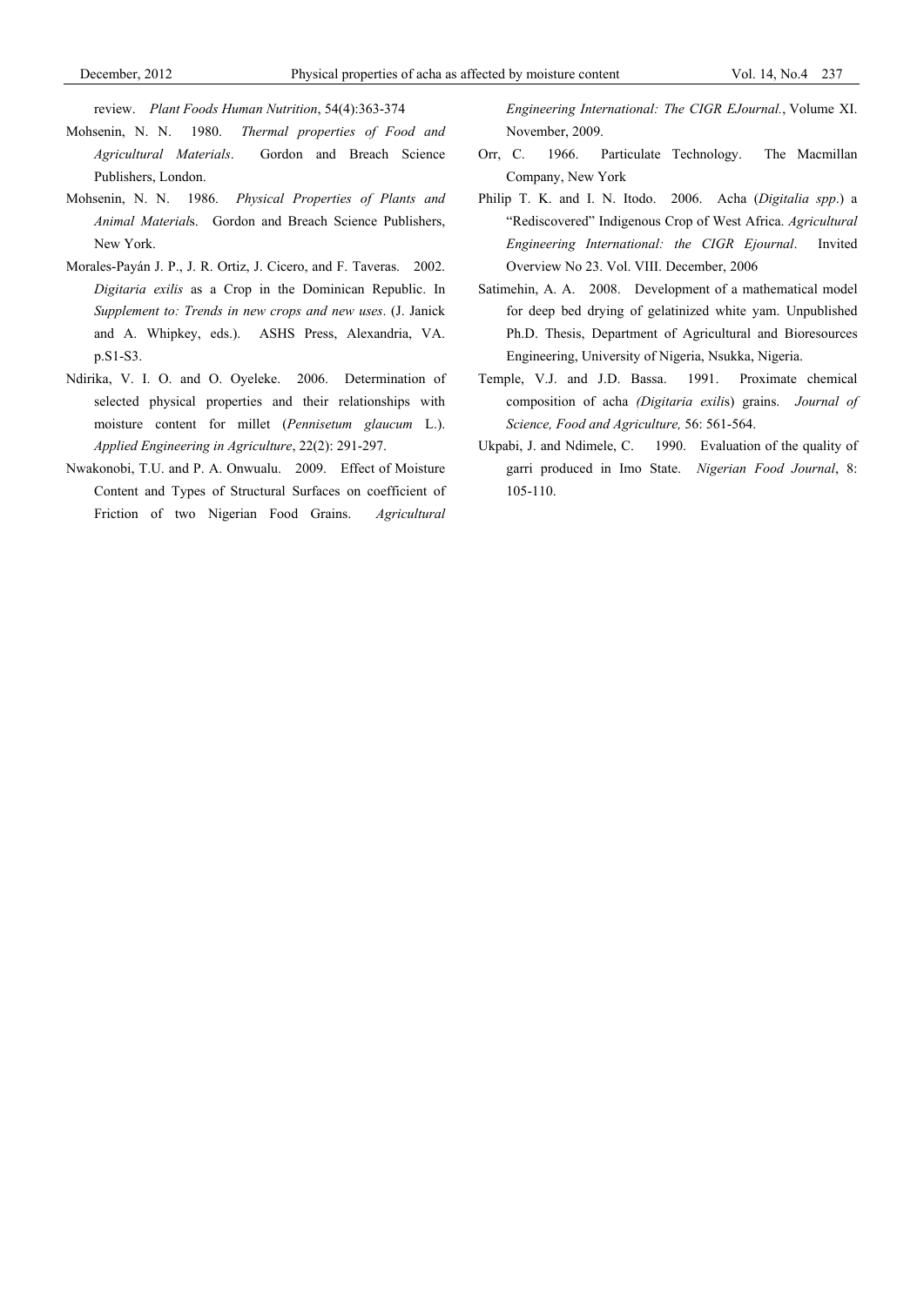review. *Plant Foods Human Nutrition*, 54(4):363-374

Mohsenin, N. N. 1980. *Thermal properties of Food and Agricultural Materials*. Gordon and Breach Science Publishers, London.

Mohsenin, N. N. 1986. *Physical Properties of Plants and Animal Material*s. Gordon and Breach Science Publishers, New York.

Morales-Payán J. P., J. R. Ortiz, J. Cicero, and F. Taveras. 2002. *Digitaria exilis* as a Crop in the Dominican Republic. In *Supplement to: Trends in new crops and new uses*. (J. Janick and A. Whipkey, eds.). ASHS Press, Alexandria, VA. p.S1-S3.

Ndirika, V. I. O. and O. Oyeleke. 2006. Determination of selected physical properties and their relationships with moisture content for millet (*Pennisetum glaucum* L.). *Applied Engineering in Agriculture*, 22(2): 291-297.

Nwakonobi, T.U. and P. A. Onwualu. 2009. Effect of Moisture Content and Types of Structural Surfaces on coefficient of Friction of two Nigerian Food Grains. *Agricultural Engineering International: The CIGR EJournal.*, Volume XI. November, 2009.

Orr, C. 1966. Particulate Technology. The Macmillan Company, New York

Philip T. K. and I. N. Itodo. 2006. Acha (*Digitalia spp*.) a "Rediscovered" Indigenous Crop of West Africa. *Agricultural Engineering International: the CIGR Ejournal*. Invited Overview No 23. Vol. VIII. December, 2006

Satimehin, A. A. 2008. Development of a mathematical model for deep bed drying of gelatinized white yam. Unpublished Ph.D. Thesis, Department of Agricultural and Bioresources Engineering, University of Nigeria, Nsukka, Nigeria.

Temple, V.J. and J.D. Bassa. 1991. Proximate chemical composition of acha *(Digitaria exili*s) grains. *Journal of Science, Food and Agriculture,* 56: 561-564.

Ukpabi, J. and Ndimele, C. 1990. Evaluation of the quality of garri produced in Imo State. *Nigerian Food Journal*, 8: 105-110.